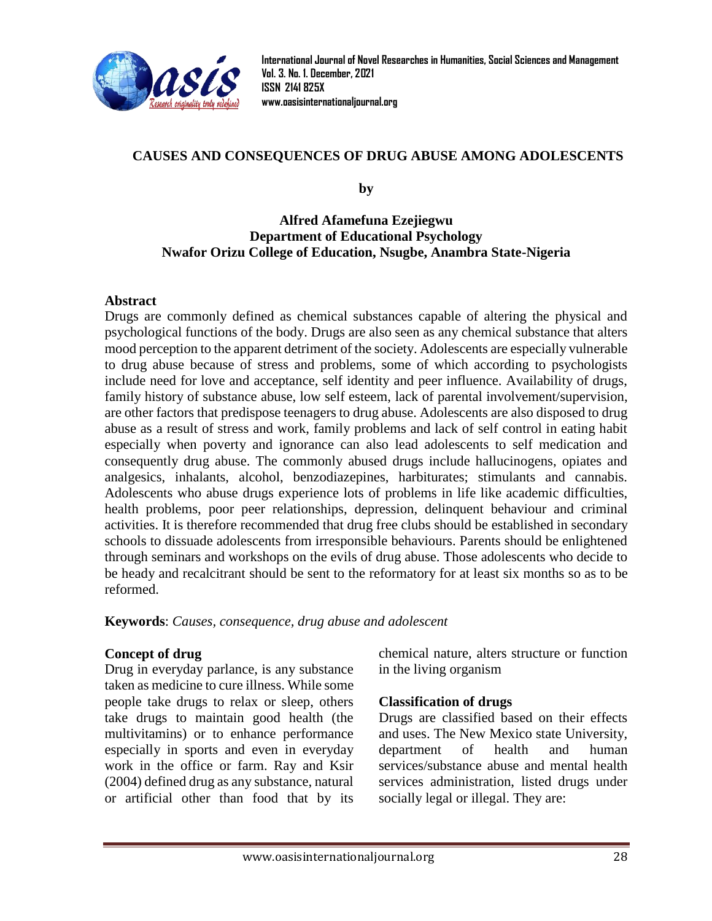# CAUSES AND CONSEQUENCES OF DRUG ABUSE AMONG ADOLESCENTS

by

**Alfred Afamefuna Ezejiegwu**
**Department of Educational Psychology**
**Nwafor Orizu College of Education, Nsugbe, Anambra State-Nigeria**

## Abstract

Drugs are commonly defined as chemical substances capable of altering the physical and psychological functions of the body. Drugs are also seen as any chemical substance that alters mood perception to the apparent detriment of the society. Adolescents are especially vulnerable to drug abuse because of stress and problems, some of which according to psychologists include need for love and acceptance, self identity and peer influence. Availability of drugs, family history of substance abuse, low self esteem, lack of parental involvement/supervision, are other factors that predispose teenagers to drug abuse. Adolescents are also disposed to drug abuse as a result of stress and work, family problems and lack of self control in eating habit especially when poverty and ignorance can also lead adolescents to self medication and consequently drug abuse. The commonly abused drugs include hallucinogens, opiates and analgesics, inhalants, alcohol, benzodiazepines, harbiturates; stimulants and cannabis. Adolescents who abuse drugs experience lots of problems in life like academic difficulties, health problems, poor peer relationships, depression, delinquent behaviour and criminal activities. It is therefore recommended that drug free clubs should be established in secondary schools to dissuade adolescents from irresponsible behaviours. Parents should be enlightened through seminars and workshops on the evils of drug abuse. Those adolescents who decide to be heady and recalcitrant should be sent to the reformatory for at least six months so as to be reformed.

**Keywords**: *Causes, consequence, drug abuse and adolescent*

## Concept of drug

Drug in everyday parlance, is any substance taken as medicine to cure illness. While some people take drugs to relax or sleep, others take drugs to maintain good health (the multivitamins) or to enhance performance especially in sports and even in everyday work in the office or farm. Ray and Ksir (2004) defined drug as any substance, natural or artificial other than food that by its chemical nature, alters structure or function in the living organism

## Classification of drugs

Drugs are classified based on their effects and uses. The New Mexico state University, department of health and human services/substance abuse and mental health services administration, listed drugs under socially legal or illegal. They are: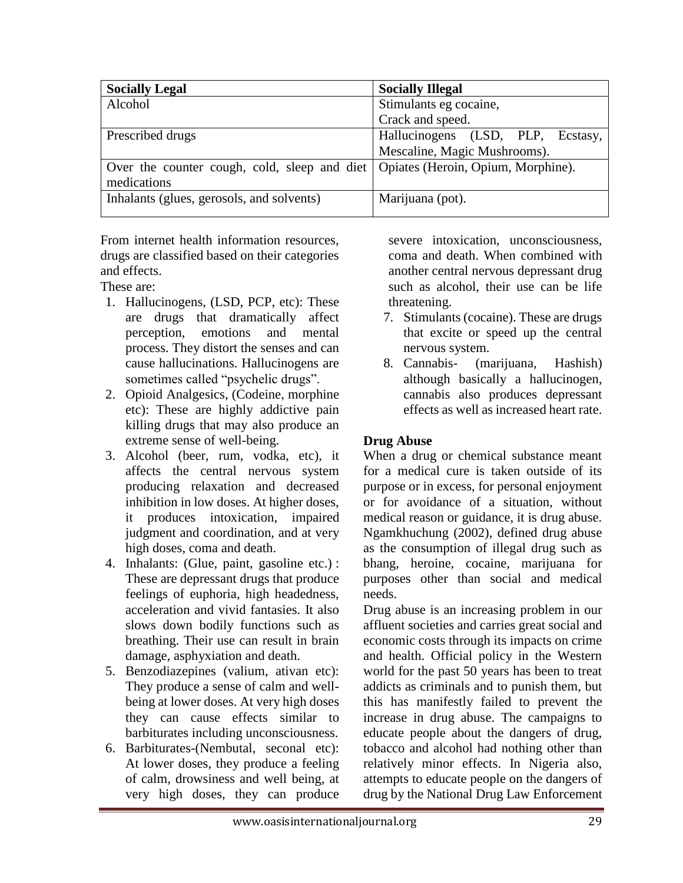| Socially Legal | Socially Illegal |
| --- | --- |
| Alcohol | Stimulants eg cocaine, Crack and speed. |
| Prescribed drugs | Hallucinogens (LSD, PLP, Ecstasy, Mescaline, Magic Mushrooms). |
| Over the counter cough, cold, sleep and diet medications | Opiates (Heroin, Opium, Morphine). |
| Inhalants (glues, gerosols, and solvents) | Marijuana (pot). |

From internet health information resources, drugs are classified based on their categories and effects.

These are:

1. Hallucinogens, (LSD, PCP, etc): These are drugs that dramatically affect perception, emotions and mental process. They distort the senses and can cause hallucinations. Hallucinogens are sometimes called "psychelic drugs".
2. Opioid Analgesics, (Codeine, morphine etc): These are highly addictive pain killing drugs that may also produce an extreme sense of well-being.
3. Alcohol (beer, rum, vodka, etc), it affects the central nervous system producing relaxation and decreased inhibition in low doses. At higher doses, it produces intoxication, impaired judgment and coordination, and at very high doses, coma and death.
4. Inhalants: (Glue, paint, gasoline etc.) : These are depressant drugs that produce feelings of euphoria, high headedness, acceleration and vivid fantasies. It also slows down bodily functions such as breathing. Their use can result in brain damage, asphyxiation and death.
5. Benzodiazepines (valium, ativan etc): They produce a sense of calm and well-being at lower doses. At very high doses they can cause effects similar to barbiturates including unconsciousness.
6. Barbiturates-(Nembutal, seconal etc): At lower doses, they produce a feeling of calm, drowsiness and well being, at very high doses, they can produce severe intoxication, unconsciousness, coma and death. When combined with another central nervous depressant drug such as alcohol, their use can be life threatening.
7. Stimulants (cocaine). These are drugs that excite or speed up the central nervous system.
8. Cannabis- (marijuana, Hashish) although basically a hallucinogen, cannabis also produces depressant effects as well as increased heart rate.

**Drug Abuse**

When a drug or chemical substance meant for a medical cure is taken outside of its purpose or in excess, for personal enjoyment or for avoidance of a situation, without medical reason or guidance, it is drug abuse. Ngamkhuchung (2002), defined drug abuse as the consumption of illegal drug such as bhang, heroine, cocaine, marijuana for purposes other than social and medical needs.

Drug abuse is an increasing problem in our affluent societies and carries great social and economic costs through its impacts on crime and health. Official policy in the Western world for the past 50 years has been to treat addicts as criminals and to punish them, but this has manifestly failed to prevent the increase in drug abuse. The campaigns to educate people about the dangers of drug, tobacco and alcohol had nothing other than relatively minor effects. In Nigeria also, attempts to educate people on the dangers of drug by the National Drug Law Enforcement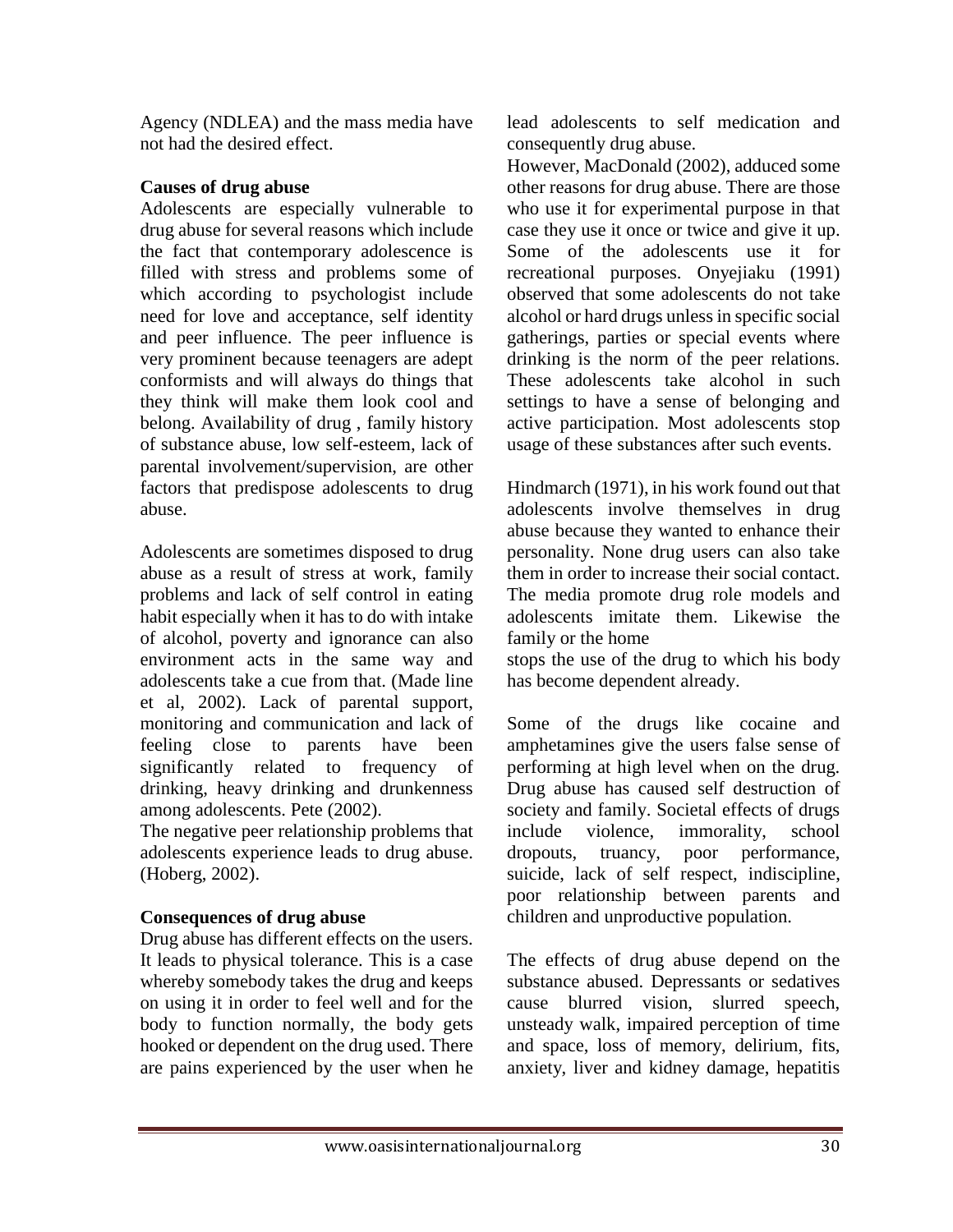Agency (NDLEA) and the mass media have not had the desired effect.

**Causes of drug abuse**

Adolescents are especially vulnerable to drug abuse for several reasons which include the fact that contemporary adolescence is filled with stress and problems some of which according to psychologist include need for love and acceptance, self identity and peer influence. The peer influence is very prominent because teenagers are adept conformists and will always do things that they think will make them look cool and belong. Availability of drug , family history of substance abuse, low self-esteem, lack of parental involvement/supervision, are other factors that predispose adolescents to drug abuse.

Adolescents are sometimes disposed to drug abuse as a result of stress at work, family problems and lack of self control in eating habit especially when it has to do with intake of alcohol, poverty and ignorance can also environment acts in the same way and adolescents take a cue from that. (Made line et al, 2002). Lack of parental support, monitoring and communication and lack of feeling close to parents have been significantly related to frequency of drinking, heavy drinking and drunkenness among adolescents. Pete (2002).

The negative peer relationship problems that adolescents experience leads to drug abuse. (Hoberg, 2002).

**Consequences of drug abuse**

Drug abuse has different effects on the users. It leads to physical tolerance. This is a case whereby somebody takes the drug and keeps on using it in order to feel well and for the body to function normally, the body gets hooked or dependent on the drug used. There are pains experienced by the user when he lead adolescents to self medication and consequently drug abuse.

However, MacDonald (2002), adduced some other reasons for drug abuse. There are those who use it for experimental purpose in that case they use it once or twice and give it up. Some of the adolescents use it for recreational purposes. Onyejiaku (1991) observed that some adolescents do not take alcohol or hard drugs unless in specific social gatherings, parties or special events where drinking is the norm of the peer relations. These adolescents take alcohol in such settings to have a sense of belonging and active participation. Most adolescents stop usage of these substances after such events.

Hindmarch (1971), in his work found out that adolescents involve themselves in drug abuse because they wanted to enhance their personality. None drug users can also take them in order to increase their social contact. The media promote drug role models and adolescents imitate them. Likewise the family or the home

stops the use of the drug to which his body has become dependent already.

Some of the drugs like cocaine and amphetamines give the users false sense of performing at high level when on the drug. Drug abuse has caused self destruction of society and family. Societal effects of drugs include violence, immorality, school dropouts, truancy, poor performance, suicide, lack of self respect, indiscipline, poor relationship between parents and children and unproductive population.

The effects of drug abuse depend on the substance abused. Depressants or sedatives cause blurred vision, slurred speech, unsteady walk, impaired perception of time and space, loss of memory, delirium, fits, anxiety, liver and kidney damage, hepatitis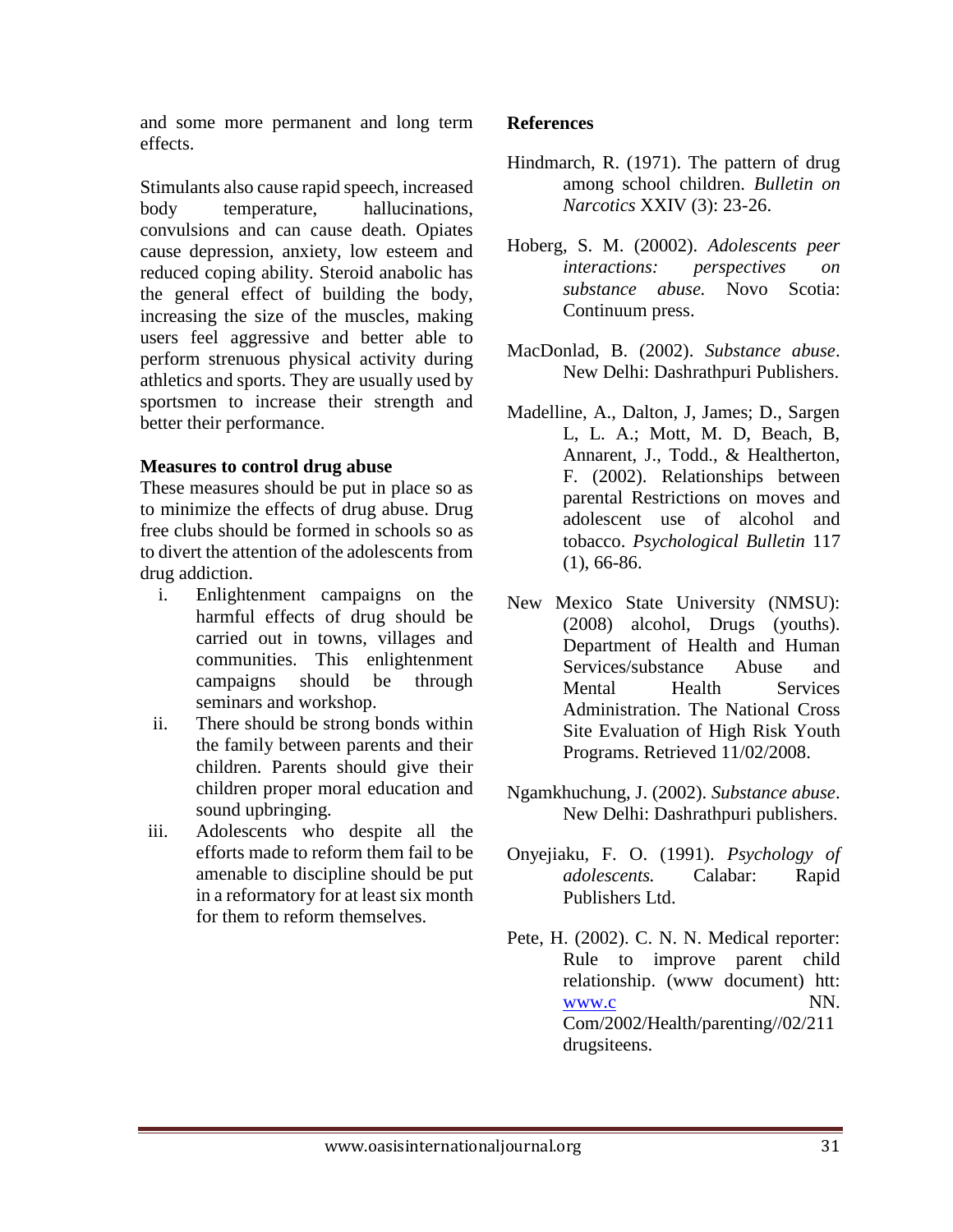and some more permanent and long term effects.

Stimulants also cause rapid speech, increased body temperature, hallucinations, convulsions and can cause death. Opiates cause depression, anxiety, low esteem and reduced coping ability. Steroid anabolic has the general effect of building the body, increasing the size of the muscles, making users feel aggressive and better able to perform strenuous physical activity during athletics and sports. They are usually used by sportsmen to increase their strength and better their performance.

**Measures to control drug abuse**

These measures should be put in place so as to minimize the effects of drug abuse. Drug free clubs should be formed in schools so as to divert the attention of the adolescents from drug addiction.

i. Enlightenment campaigns on the harmful effects of drug should be carried out in towns, villages and communities. This enlightenment campaigns should be through seminars and workshop.
ii. There should be strong bonds within the family between parents and their children. Parents should give their children proper moral education and sound upbringing.
iii. Adolescents who despite all the efforts made to reform them fail to be amenable to discipline should be put in a reformatory for at least six month for them to reform themselves.

**References**

Hindmarch, R. (1971). The pattern of drug among school children. *Bulletin on Narcotics* XXIV (3): 23-26.

Hoberg, S. M. (20002). *Adolescents peer interactions: perspectives on substance abuse.* Novo Scotia: Continuum press.

MacDonlad, B. (2002). *Substance abuse*. New Delhi: Dashrathpuri Publishers.

Madelline, A., Dalton, J, James; D., Sargen L, L. A.; Mott, M. D, Beach, B, Annarent, J., Todd., & Healtherton, F. (2002). Relationships between parental Restrictions on moves and adolescent use of alcohol and tobacco. *Psychological Bulletin* 117 (1), 66-86.

New Mexico State University (NMSU): (2008) alcohol, Drugs (youths). Department of Health and Human Services/substance Abuse and Mental Health Services Administration. The National Cross Site Evaluation of High Risk Youth Programs. Retrieved 11/02/2008.

Ngamkhuchung, J. (2002). *Substance abuse*. New Delhi: Dashrathpuri publishers.

Onyejiaku, F. O. (1991). *Psychology of adolescents.* Calabar: Rapid Publishers Ltd.

Pete, H. (2002). C. N. N. Medical reporter: Rule to improve parent child relationship. (www document) htt: www.c NN. Com/2002/Health/parenting//02/211 drugsiteens.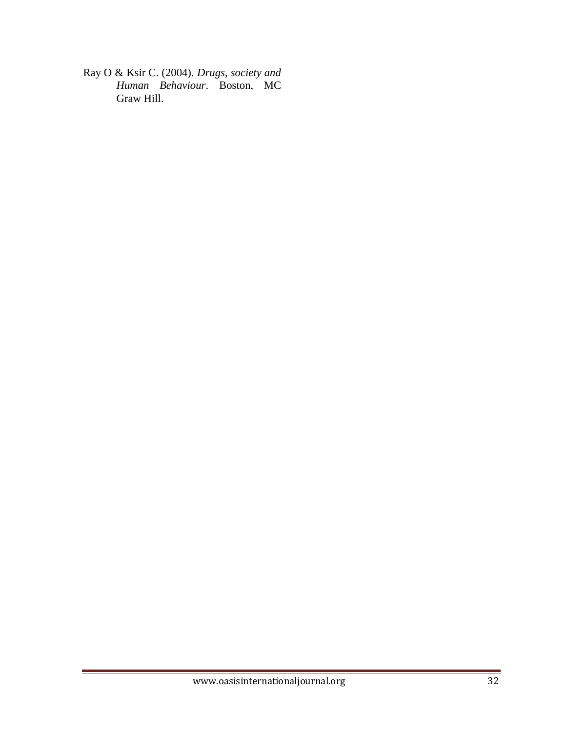Ray O & Ksir C. (2004). *Drugs, society and Human Behaviour*. Boston, MC Graw Hill.